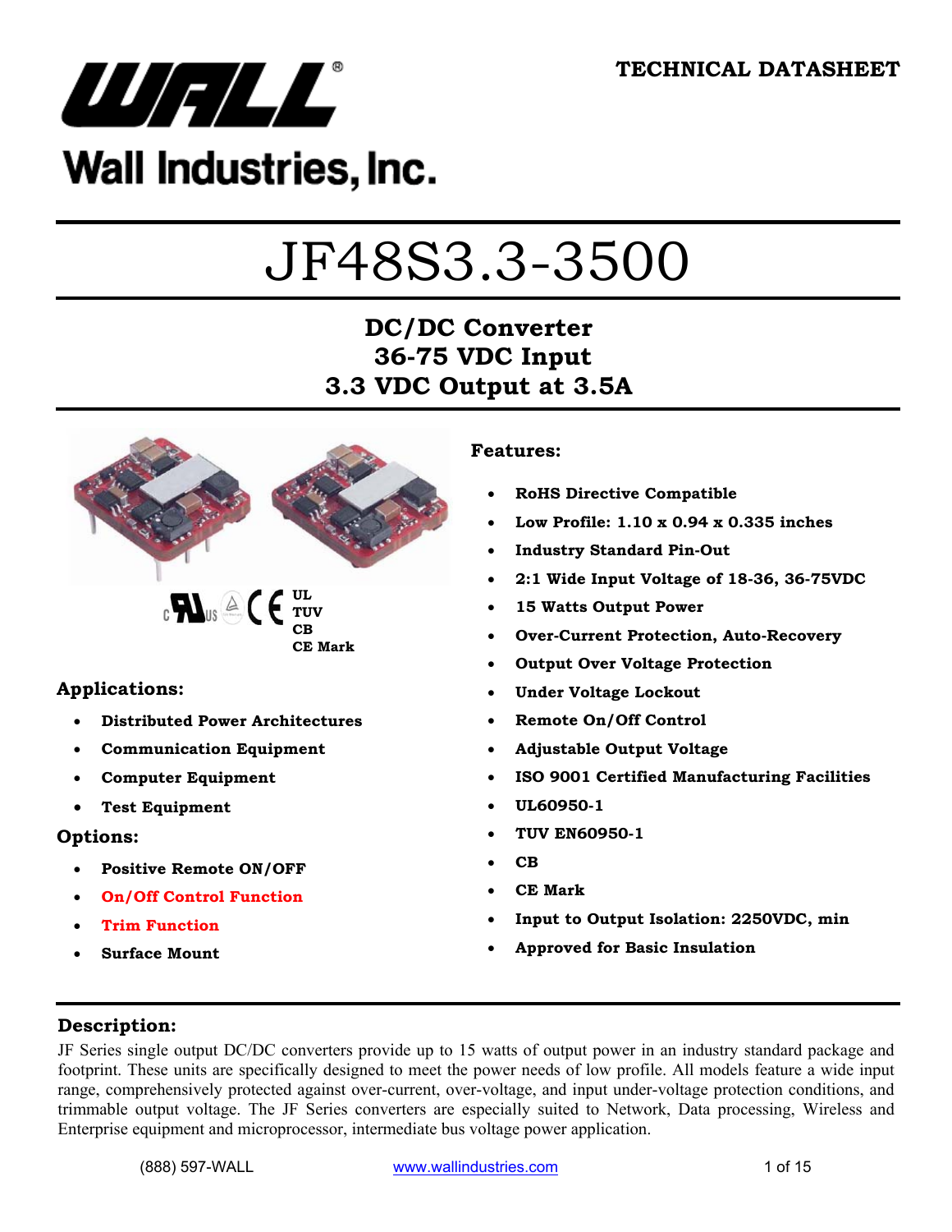TECHNICAL DATASHEET

Wall Industries, Inc.

# JF48S3.3-3500

## DC/DC Converter
## 36-75 VDC Input
## 3.3 VDC Output at 3.5A

UL
TUV
CB
CE Mark

### Applications:

- **Distributed Power Architectures**
- **Communication Equipment**
- **Computer Equipment**
- **Test Equipment**

### Options:

- **Positive Remote ON/OFF**
- **On/Off Control Function**
- **Trim Function**
- **Surface Mount**

### Features:

- **RoHS Directive Compatible**
- **Low Profile: 1.10 x 0.94 x 0.335 inches**
- **Industry Standard Pin-Out**
- **2:1 Wide Input Voltage of 18-36, 36-75VDC**
- **15 Watts Output Power**
- **Over-Current Protection, Auto-Recovery**
- **Output Over Voltage Protection**
- **Under Voltage Lockout**
- **Remote On/Off Control**
- **Adjustable Output Voltage**
- **ISO 9001 Certified Manufacturing Facilities**
- **UL60950-1**
- **TUV EN60950-1**
- **CB**
- **CE Mark**
- **Input to Output Isolation: 2250VDC, min**
- **Approved for Basic Insulation**

### Description:

JF Series single output DC/DC converters provide up to 15 watts of output power in an industry standard package and footprint. These units are specifically designed to meet the power needs of low profile. All models feature a wide input range, comprehensively protected against over-current, over-voltage, and input under-voltage protection conditions, and trimmable output voltage. The JF Series converters are especially suited to Network, Data processing, Wireless and Enterprise equipment and microprocessor, intermediate bus voltage power application.

(888) 597-WALL www.wallindustries.com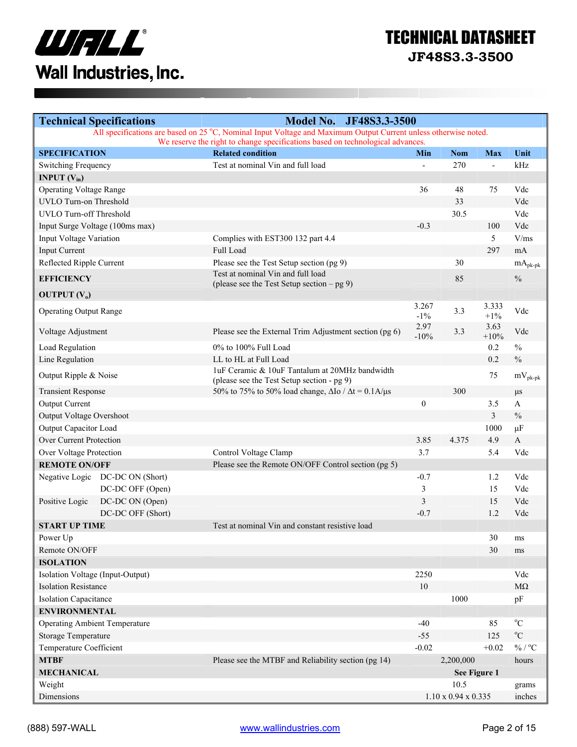# TECHNICAL DATASHEET
## JF48S3.3-3500

| Technical Specifications | Model No. JF48S3.3-3500 | | | | |
|---|---|---|---|---|---|
| All specifications are based on 25 °C, Nominal Input Voltage and Maximum Output Current unless otherwise noted. We reserve the right to change specifications based on technological advances. | | | | | |
| **SPECIFICATION** | **Related condition** | **Min** | **Nom** | **Max** | **Unit** |
| Switching Frequency | Test at nominal Vin and full load | - | 270 | - | kHz |
| **INPUT ($V_{in}$)** | | | | | |
| Operating Voltage Range | | 36 | 48 | 75 | Vdc |
| UVLO Turn-on Threshold | | | 33 | | Vdc |
| UVLO Turn-off Threshold | | | 30.5 | | Vdc |
| Input Surge Voltage (100ms max) | | -0.3 | | 100 | Vdc |
| Input Voltage Variation | Complies with EST300 132 part 4.4 | | | 5 | V/ms |
| Input Current | Full Load | | | 297 | mA |
| Reflected Ripple Current | Please see the Test Setup section (pg 9) | | 30 | | $mA_{pk-pk}$ |
| **EFFICIENCY** | Test at nominal Vin and full load (please see the Test Setup section – pg 9) | | 85 | | % |
| **OUTPUT ($V_o$)** | | | | | |
| Operating Output Range | | 3.267 -1% | 3.3 | 3.333 +1% | Vdc |
| Voltage Adjustment | Please see the External Trim Adjustment section (pg 6) | 2.97 -10% | 3.3 | 3.63 +10% | Vdc |
| Load Regulation | 0% to 100% Full Load | | | 0.2 | % |
| Line Regulation | LL to HL at Full Load | | | 0.2 | % |
| Output Ripple & Noise | 1uF Ceramic & 10uF Tantalum at 20MHz bandwidth (please see the Test Setup section - pg 9) | | | 75 | $mV_{pk-pk}$ |
| Transient Response | 50% to 75% to 50% load change, $\Delta Io / \Delta t = 0.1A/\mu s$ | | 300 | | µs |
| Output Current | | 0 | | 3.5 | A |
| Output Voltage Overshoot | | | | 3 | % |
| Output Capacitor Load | | | | 1000 | µF |
| Over Current Protection | | 3.85 | 4.375 | 4.9 | A |
| Over Voltage Protection | Control Voltage Clamp | 3.7 | | 5.4 | Vdc |
| **REMOTE ON/OFF** | Please see the Remote ON/OFF Control section (pg 5) | | | | |
| Negative Logic DC-DC ON (Short) | | -0.7 | | 1.2 | Vdc |
| DC-DC OFF (Open) | | 3 | | 15 | Vdc |
| Positive Logic DC-DC ON (Open) | | 3 | | 15 | Vdc |
| DC-DC OFF (Short) | | -0.7 | | 1.2 | Vdc |
| **START UP TIME** | Test at nominal Vin and constant resistive load | | | | |
| Power Up | | | | 30 | ms |
| Remote ON/OFF | | | | 30 | ms |
| **ISOLATION** | | | | | |
| Isolation Voltage (Input-Output) | | 2250 | | | Vdc |
| Isolation Resistance | | 10 | | | MΩ |
| Isolation Capacitance | | | 1000 | | pF |
| **ENVIRONMENTAL** | | | | | |
| Operating Ambient Temperature | | -40 | | 85 | °C |
| Storage Temperature | | -55 | | 125 | °C |
| Temperature Coefficient | | -0.02 | | +0.02 | % / °C |
| **MTBF** | Please see the MTBF and Reliability section (pg 14) | | 2,200,000 | | hours |
| **MECHANICAL** | | | **See Figure 1** | | |
| Weight | | | 10.5 | | grams |
| Dimensions | | | 1.10 x 0.94 x 0.335 | | inches |

(888) 597-WALL www.wallindustries.com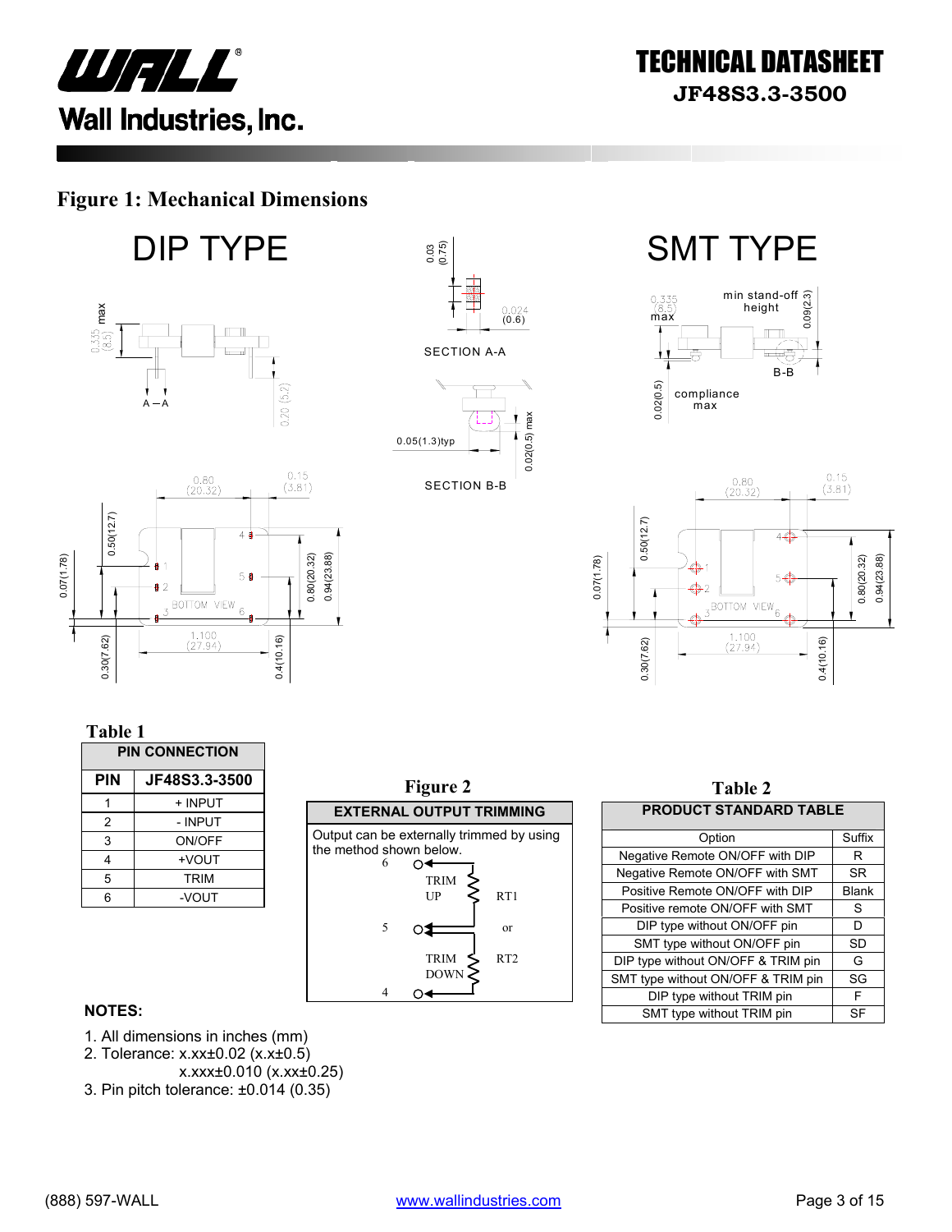## Figure 1: Mechanical Dimensions

DIP TYPE

SMT TYPE

SECTION A-A

SECTION B-B

**Table 1**

| PIN CONNECTION | |
|---|---|
| **PIN** | **JF48S3.3-3500** |
| 1 | + INPUT |
| 2 | - INPUT |
| 3 | ON/OFF |
| 4 | +VOUT |
| 5 | TRIM |
| 6 | -VOUT |

**Figure 2**

| EXTERNAL OUTPUT TRIMMING |
|---|
| Output can be externally trimmed by using the method shown below. |

**Table 2**

| PRODUCT STANDARD TABLE | |
|---|---|
| Option | Suffix |
| Negative Remote ON/OFF with DIP | R |
| Negative Remote ON/OFF with SMT | SR |
| Positive Remote ON/OFF with DIP | Blank |
| Positive remote ON/OFF with SMT | S |
| DIP type without ON/OFF pin | D |
| SMT type without ON/OFF pin | SD |
| DIP type without ON/OFF & TRIM pin | G |
| SMT type without ON/OFF & TRIM pin | SG |
| DIP type without TRIM pin | F |
| SMT type without TRIM pin | SF |

**NOTES:**

1. All dimensions in inches (mm)
2. Tolerance: x.xx±0.02 (x.x±0.5)
   x.xxx±0.010 (x.xx±0.25)
3. Pin pitch tolerance: ±0.014 (0.35)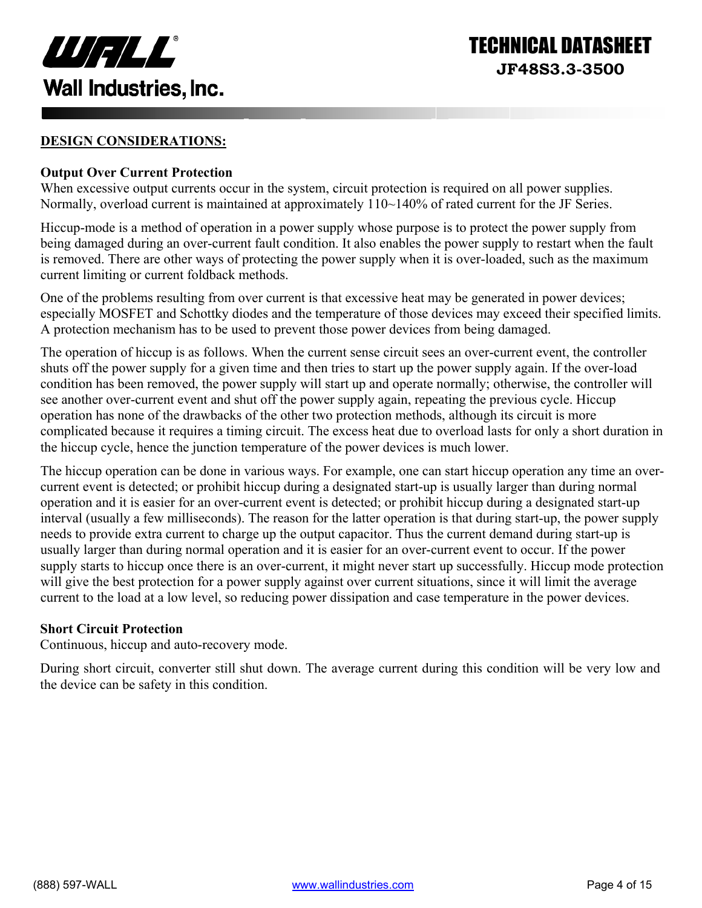## DESIGN CONSIDERATIONS:

### Output Over Current Protection

When excessive output currents occur in the system, circuit protection is required on all power supplies. Normally, overload current is maintained at approximately 110~140% of rated current for the JF Series.

Hiccup-mode is a method of operation in a power supply whose purpose is to protect the power supply from being damaged during an over-current fault condition. It also enables the power supply to restart when the fault is removed. There are other ways of protecting the power supply when it is over-loaded, such as the maximum current limiting or current foldback methods.

One of the problems resulting from over current is that excessive heat may be generated in power devices; especially MOSFET and Schottky diodes and the temperature of those devices may exceed their specified limits. A protection mechanism has to be used to prevent those power devices from being damaged.

The operation of hiccup is as follows. When the current sense circuit sees an over-current event, the controller shuts off the power supply for a given time and then tries to start up the power supply again. If the over-load condition has been removed, the power supply will start up and operate normally; otherwise, the controller will see another over-current event and shut off the power supply again, repeating the previous cycle. Hiccup operation has none of the drawbacks of the other two protection methods, although its circuit is more complicated because it requires a timing circuit. The excess heat due to overload lasts for only a short duration in the hiccup cycle, hence the junction temperature of the power devices is much lower.

The hiccup operation can be done in various ways. For example, one can start hiccup operation any time an over-current event is detected; or prohibit hiccup during a designated start-up is usually larger than during normal operation and it is easier for an over-current event is detected; or prohibit hiccup during a designated start-up interval (usually a few milliseconds). The reason for the latter operation is that during start-up, the power supply needs to provide extra current to charge up the output capacitor. Thus the current demand during start-up is usually larger than during normal operation and it is easier for an over-current event to occur. If the power supply starts to hiccup once there is an over-current, it might never start up successfully. Hiccup mode protection will give the best protection for a power supply against over current situations, since it will limit the average current to the load at a low level, so reducing power dissipation and case temperature in the power devices.

### Short Circuit Protection

Continuous, hiccup and auto-recovery mode.

During short circuit, converter still shut down. The average current during this condition will be very low and the device can be safety in this condition.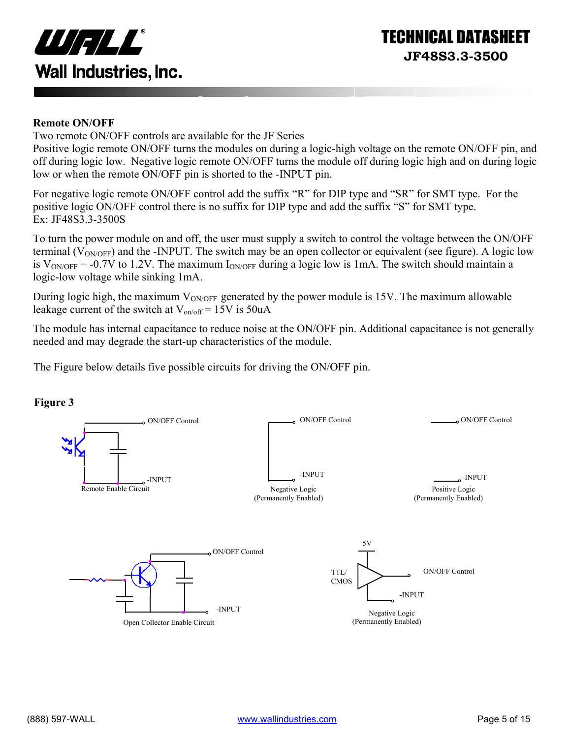## Remote ON/OFF

Two remote ON/OFF controls are available for the JF Series

Positive logic remote ON/OFF turns the modules on during a logic-high voltage on the remote ON/OFF pin, and off during logic low. Negative logic remote ON/OFF turns the module off during logic high and on during logic low or when the remote ON/OFF pin is shorted to the -INPUT pin.

For negative logic remote ON/OFF control add the suffix "R" for DIP type and "SR" for SMT type. For the positive logic ON/OFF control there is no suffix for DIP type and add the suffix "S" for SMT type.
Ex: JF48S3.3-3500S

To turn the power module on and off, the user must supply a switch to control the voltage between the ON/OFF terminal ($V_{ON/OFF}$) and the -INPUT. The switch may be an open collector or equivalent (see figure). A logic low is $V_{ON/OFF}$ = -0.7V to 1.2V. The maximum $I_{ON/OFF}$ during a logic low is 1mA. The switch should maintain a logic-low voltage while sinking 1mA.

During logic high, the maximum $V_{ON/OFF}$ generated by the power module is 15V. The maximum allowable leakage current of the switch at $V_{on/off}$ = 15V is 50uA

The module has internal capacitance to reduce noise at the ON/OFF pin. Additional capacitance is not generally needed and may degrade the start-up characteristics of the module.

The Figure below details five possible circuits for driving the ON/OFF pin.

**Figure 3**

ON/OFF Control
-INPUT
Remote Enable Circuit

ON/OFF Control
-INPUT
Negative Logic
(Permanently Enabled)

ON/OFF Control
-INPUT
Positive Logic
(Permanently Enabled)

ON/OFF Control
-INPUT
Open Collector Enable Circuit

5V
TTL/
CMOS
ON/OFF Control
-INPUT
Negative Logic
(Permanently Enabled)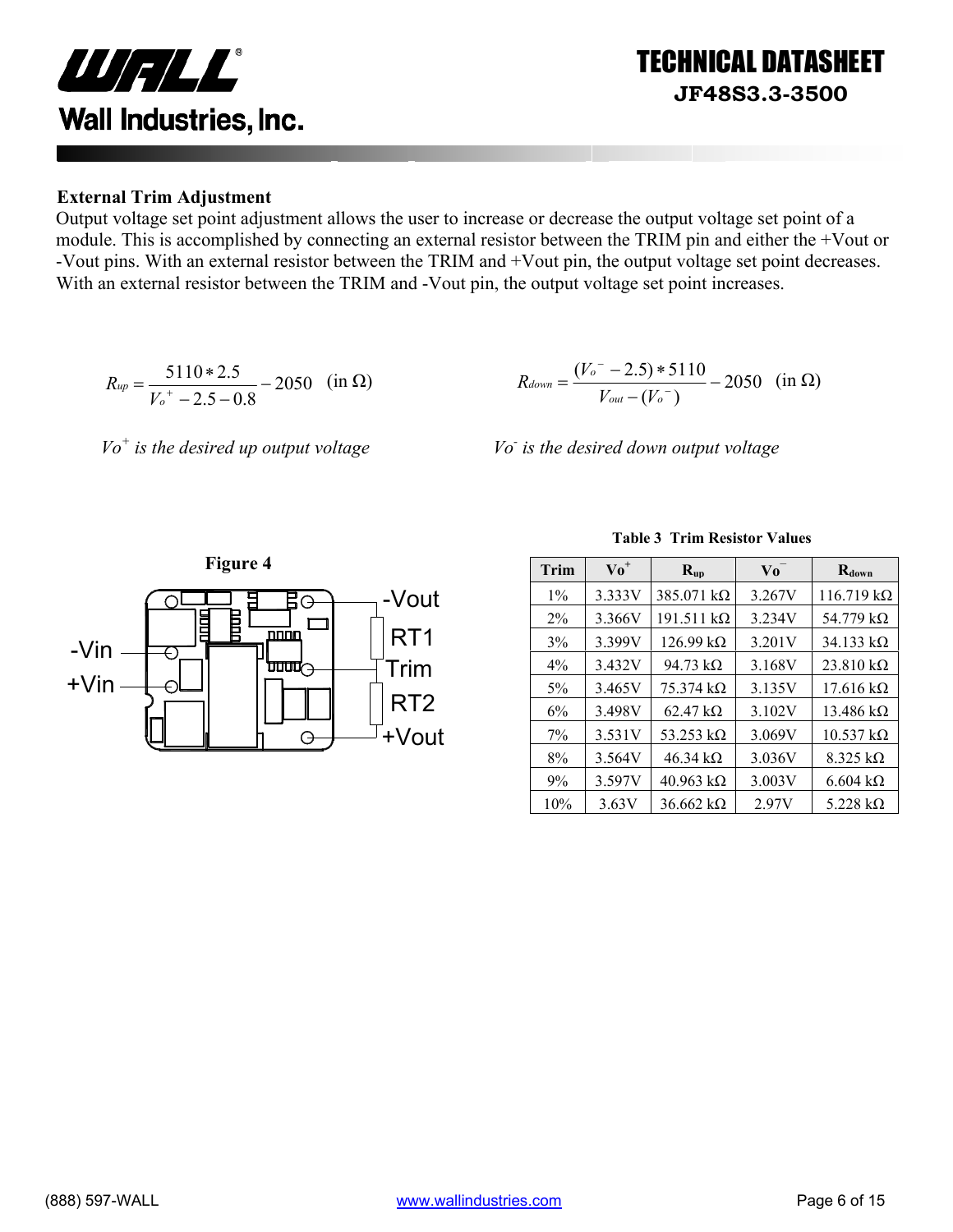### External Trim Adjustment

Output voltage set point adjustment allows the user to increase or decrease the output voltage set point of a module. This is accomplished by connecting an external resistor between the TRIM pin and either the +Vout or -Vout pins. With an external resistor between the TRIM and +Vout pin, the output voltage set point decreases. With an external resistor between the TRIM and -Vout pin, the output voltage set point increases.

$$R_{up} = \frac{5110 * 2.5}{V_o^{+} - 2.5 - 0.8} - 2050 \quad (\text{in } \Omega)$$

*$Vo^{+}$ is the desired up output voltage*

$$R_{down} = \frac{(V_o^{-} - 2.5) * 5110}{V_{out} - (V_o^{-})} - 2050 \quad (\text{in } \Omega)$$

*$Vo^{-}$ is the desired down output voltage*

**Figure 4**

-Vout, RT1, Trim, RT2, +Vout, -Vin, +Vin

**Table 3 Trim Resistor Values**

| Trim | $Vo^{+}$ | $R_{up}$ | $Vo^{-}$ | $R_{down}$ |
|---|---|---|---|---|
| 1% | 3.333V | 385.071 kΩ | 3.267V | 116.719 kΩ |
| 2% | 3.366V | 191.511 kΩ | 3.234V | 54.779 kΩ |
| 3% | 3.399V | 126.99 kΩ | 3.201V | 34.133 kΩ |
| 4% | 3.432V | 94.73 kΩ | 3.168V | 23.810 kΩ |
| 5% | 3.465V | 75.374 kΩ | 3.135V | 17.616 kΩ |
| 6% | 3.498V | 62.47 kΩ | 3.102V | 13.486 kΩ |
| 7% | 3.531V | 53.253 kΩ | 3.069V | 10.537 kΩ |
| 8% | 3.564V | 46.34 kΩ | 3.036V | 8.325 kΩ |
| 9% | 3.597V | 40.963 kΩ | 3.003V | 6.604 kΩ |
| 10% | 3.63V | 36.662 kΩ | 2.97V | 5.228 kΩ |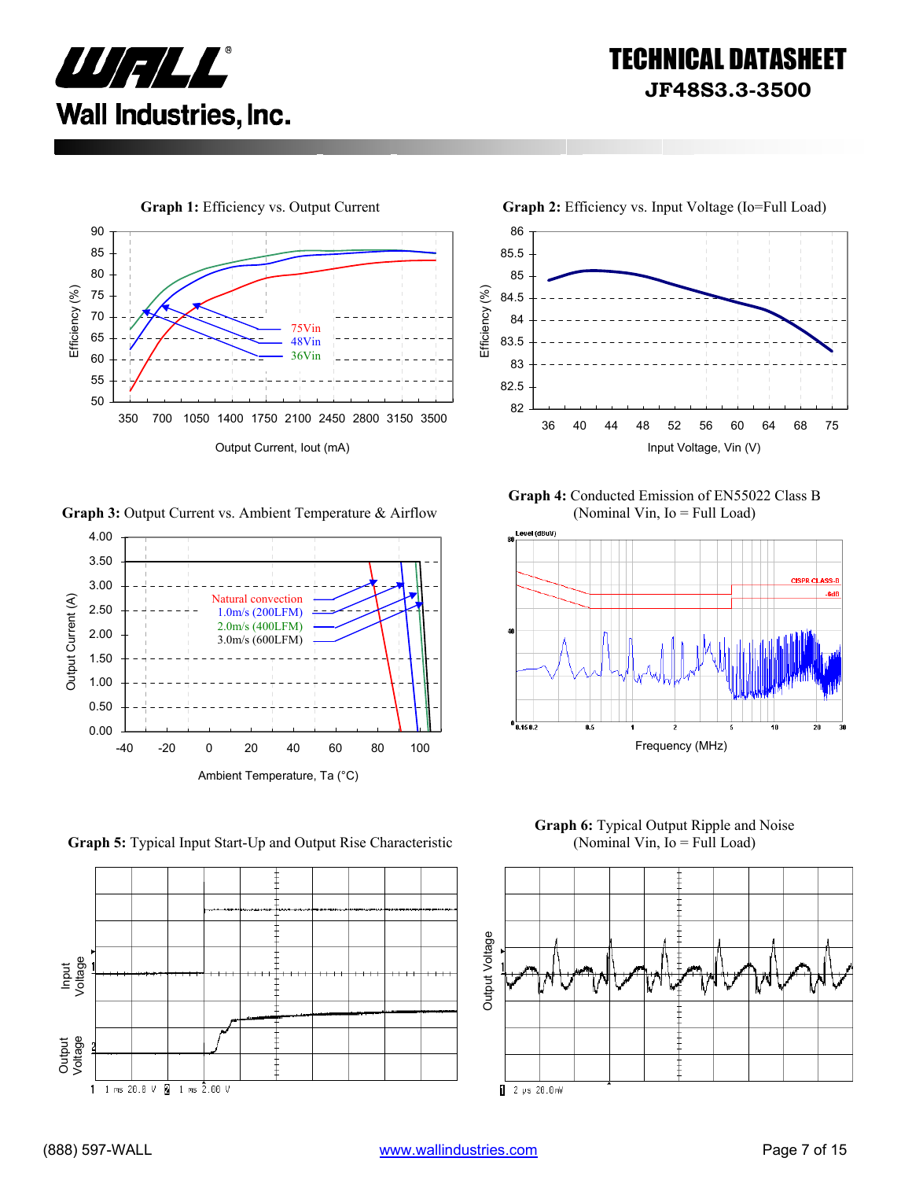**Graph 1:** Efficiency vs. Output Current

Efficiency (%) vs. Output Current, Iout (mA) — 75Vin, 48Vin, 36Vin

**Graph 2:** Efficiency vs. Input Voltage (Io=Full Load)

Efficiency (%) vs. Input Voltage, Vin (V)

**Graph 3:** Output Current vs. Ambient Temperature & Airflow

Output Current (A) vs. Ambient Temperature, Ta (°C) — Natural convection, 1.0m/s (200LFM), 2.0m/s (400LFM), 3.0m/s (600LFM)

**Graph 4:** Conducted Emission of EN55022 Class B (Nominal Vin, Io = Full Load)

Level (dBuV) vs. Frequency (MHz) — CISPR CLASS-B, -6dB

**Graph 5:** Typical Input Start-Up and Output Rise Characteristic

Input Voltage, Output Voltage — 1 ms 20.0 V; 1 ms 2.00 V

**Graph 6:** Typical Output Ripple and Noise (Nominal Vin, Io = Full Load)

Output Voltage — 2 μs 20.0mV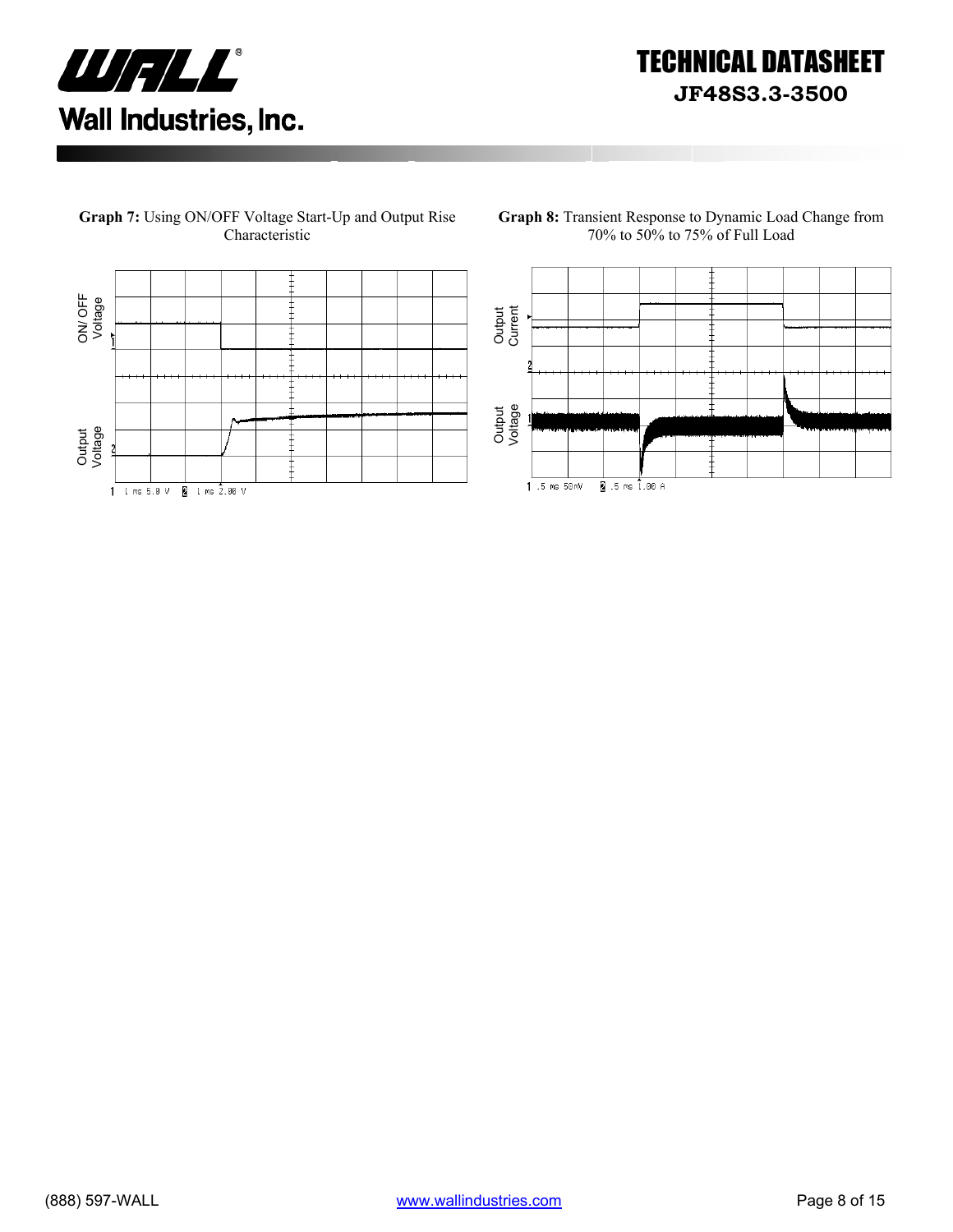**Graph 7:** Using ON/OFF Voltage Start-Up and Output Rise Characteristic

ON/ OFF Voltage

Output Voltage

1 1 ms 5.0 V 2 1 ms 2.00 V

**Graph 8:** Transient Response to Dynamic Load Change from 70% to 50% to 75% of Full Load

Output Current

Output Voltage

1 .5 ms 50mV 2 .5 ms 1.00 A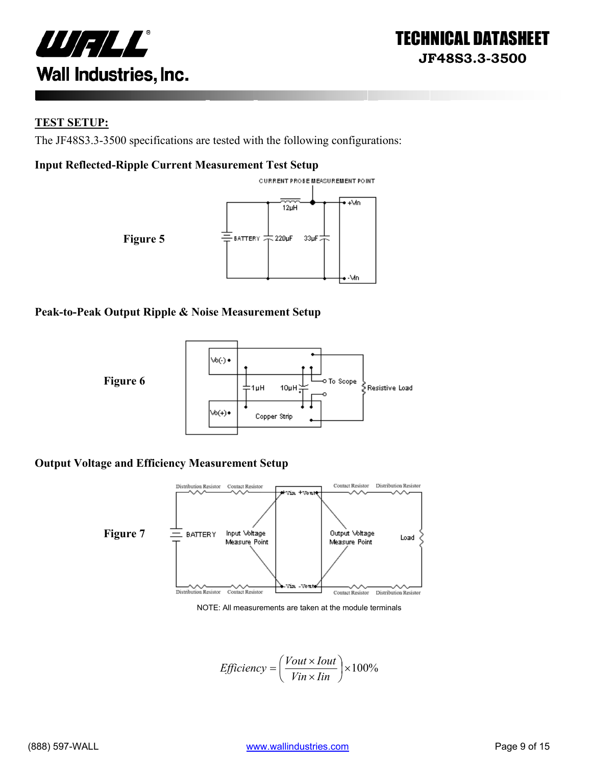## TEST SETUP:

The JF48S3.3-3500 specifications are tested with the following configurations:

**Input Reflected-Ripple Current Measurement Test Setup**

**Figure 5**

**Peak-to-Peak Output Ripple & Noise Measurement Setup**

**Figure 6**

**Output Voltage and Efficiency Measurement Setup**

**Figure 7**

NOTE: All measurements are taken at the module terminals

$$Efficiency = \left(\frac{Vout \times Iout}{Vin \times Iin}\right) \times 100\%$$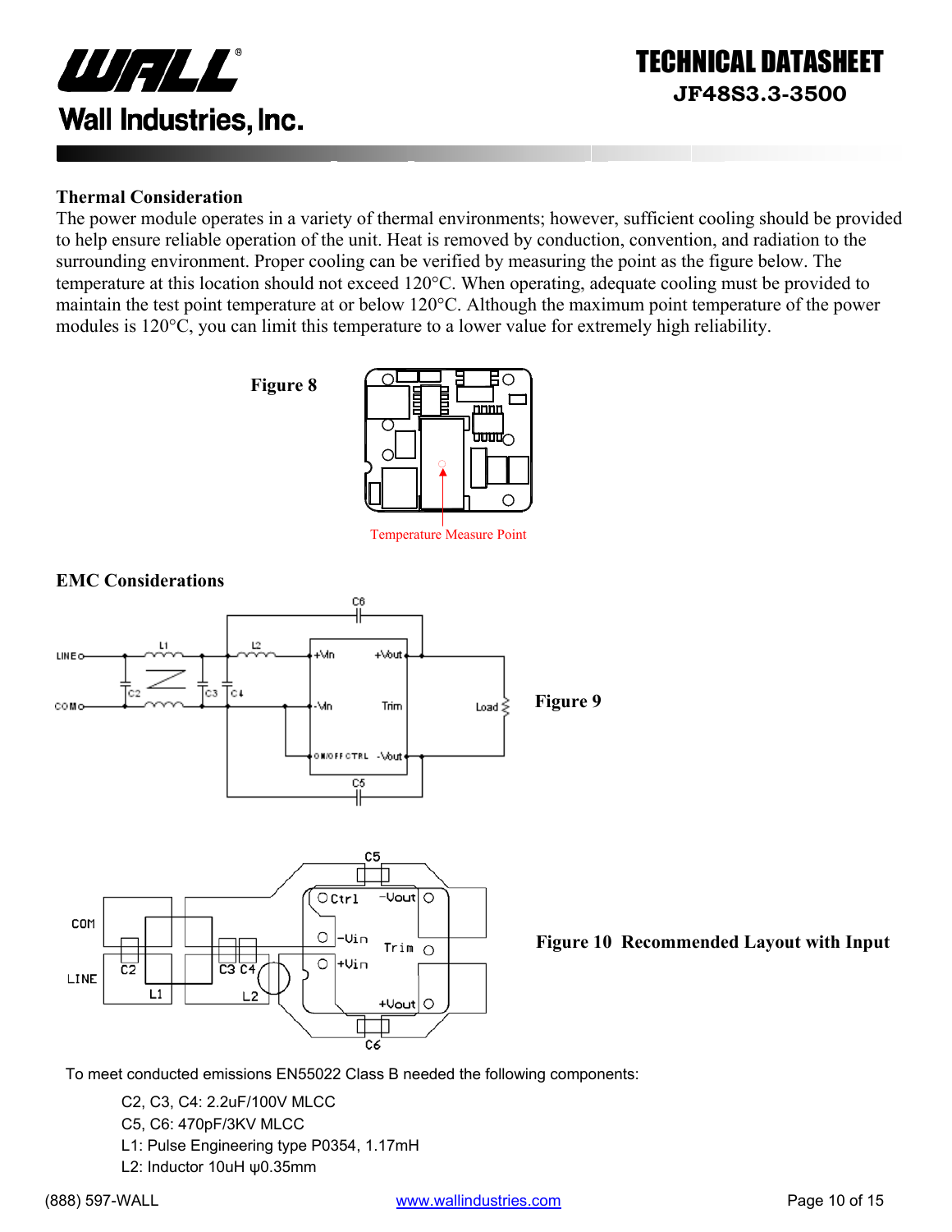## Thermal Consideration

The power module operates in a variety of thermal environments; however, sufficient cooling should be provided to help ensure reliable operation of the unit. Heat is removed by conduction, convention, and radiation to the surrounding environment. Proper cooling can be verified by measuring the point as the figure below. The temperature at this location should not exceed 120°C. When operating, adequate cooling must be provided to maintain the test point temperature at or below 120°C. Although the maximum point temperature of the power modules is 120°C, you can limit this temperature to a lower value for extremely high reliability.

**Figure 8**

Temperature Measure Point

## EMC Considerations

**Figure 9**

**Figure 10 Recommended Layout with Input**

To meet conducted emissions EN55022 Class B needed the following components:

C2, C3, C4: 2.2uF/100V MLCC
C5, C6: 470pF/3KV MLCC
L1: Pulse Engineering type P0354, 1.17mH
L2: Inductor 10uH ψ0.35mm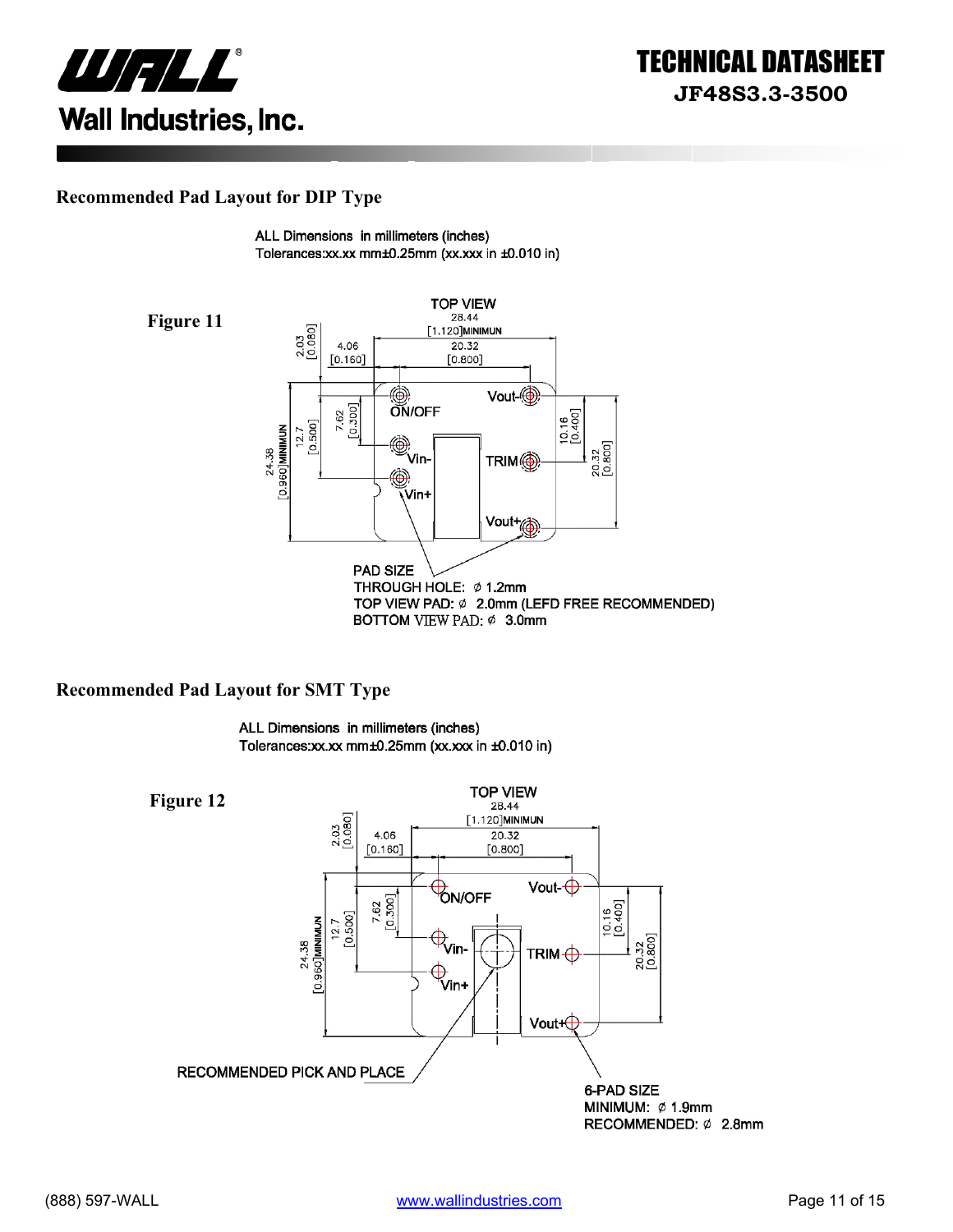## Recommended Pad Layout for DIP Type

ALL Dimensions in millimeters (inches)
Tolerances:xx.xx mm±0.25mm (xx.xxx in ±0.010 in)

**Figure 11**

TOP VIEW

28.44 [1.120]MINIMUN

20.32 [0.800]

4.06 [0.160]

2.03 [0.080]

24.38 [0.960]MINIMUN

12.7 [0.500]

7.62 [0.300]

10.16 [0.400]

20.32 [0.800]

ON/OFF, Vin-, Vin+, Vout-, TRIM, Vout+

PAD SIZE
THROUGH HOLE: ∅ 1.2mm
TOP VIEW PAD: ∅ 2.0mm (LEFD FREE RECOMMENDED)
BOTTOM VIEW PAD: ∅ 3.0mm

## Recommended Pad Layout for SMT Type

ALL Dimensions in millimeters (inches)
Tolerances:xx.xx mm±0.25mm (xx.xxx in ±0.010 in)

**Figure 12**

TOP VIEW

28.44 [1.120]MINIMUN

20.32 [0.800]

4.06 [0.160]

2.03 [0.080]

24.38 [0.960]MINIMUN

12.7 [0.500]

7.62 [0.300]

10.16 [0.400]

20.32 [0.800]

ON/OFF, Vin-, Vin+, Vout-, TRIM, Vout+

RECOMMENDED PICK AND PLACE

6-PAD SIZE
MINIMUM: ∅ 1.9mm
RECOMMENDED: ∅ 2.8mm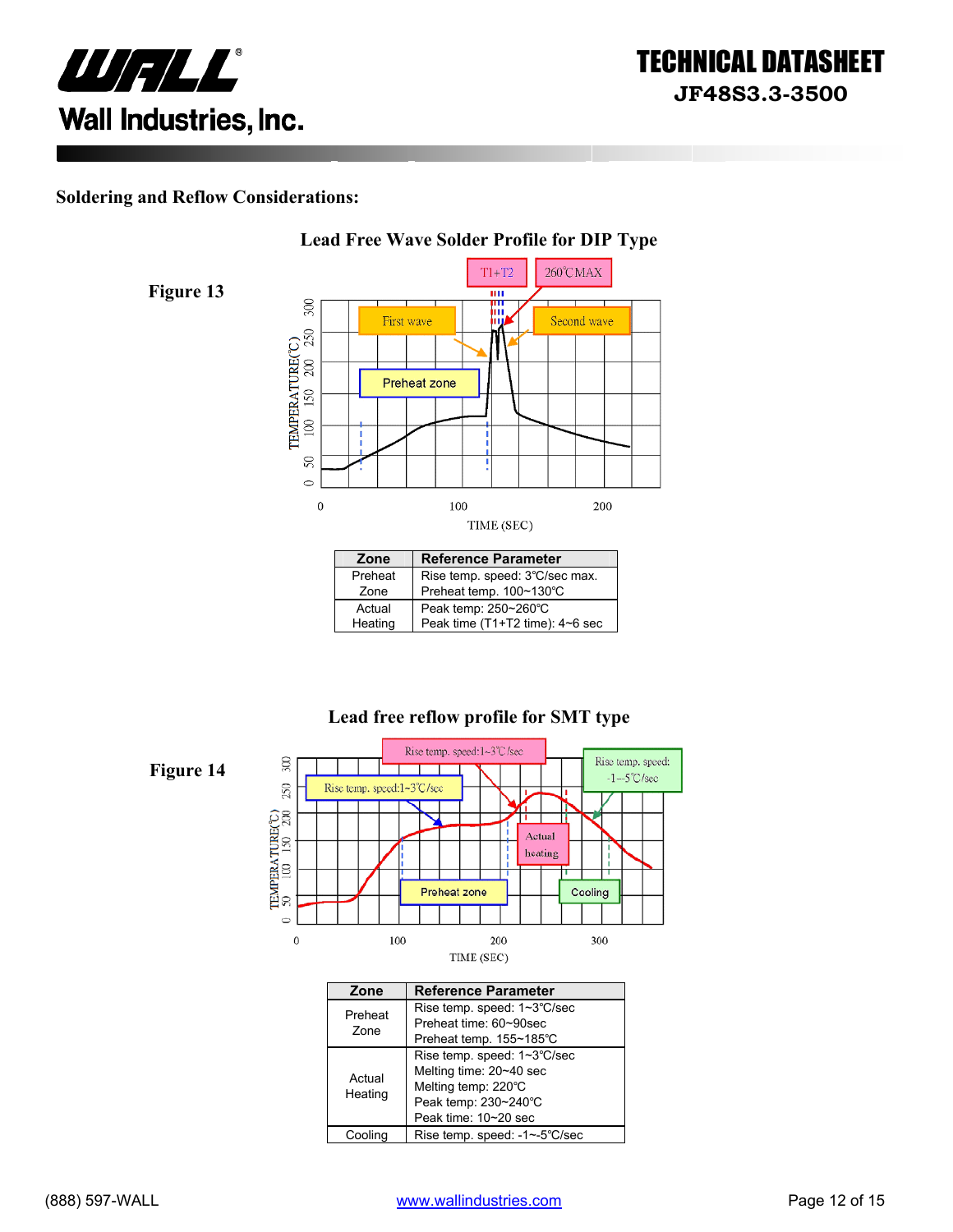## Soldering and Reflow Considerations:

### Lead Free Wave Solder Profile for DIP Type

**Figure 13**

| Zone | Reference Parameter |
| --- | --- |
| Preheat Zone | Rise temp. speed: 3℃/sec max.<br>Preheat temp. 100~130℃ |
| Actual Heating | Peak temp: 250~260℃<br>Peak time (T1+T2 time): 4~6 sec |

### Lead free reflow profile for SMT type

**Figure 14**

| Zone | Reference Parameter |
| --- | --- |
| Preheat Zone | Rise temp. speed: 1~3℃/sec<br>Preheat time: 60~90sec<br>Preheat temp. 155~185℃ |
| Actual Heating | Rise temp. speed: 1~3℃/sec<br>Melting time: 20~40 sec<br>Melting temp: 220℃<br>Peak temp: 230~240℃<br>Peak time: 10~20 sec |
| Cooling | Rise temp. speed: -1~-5℃/sec |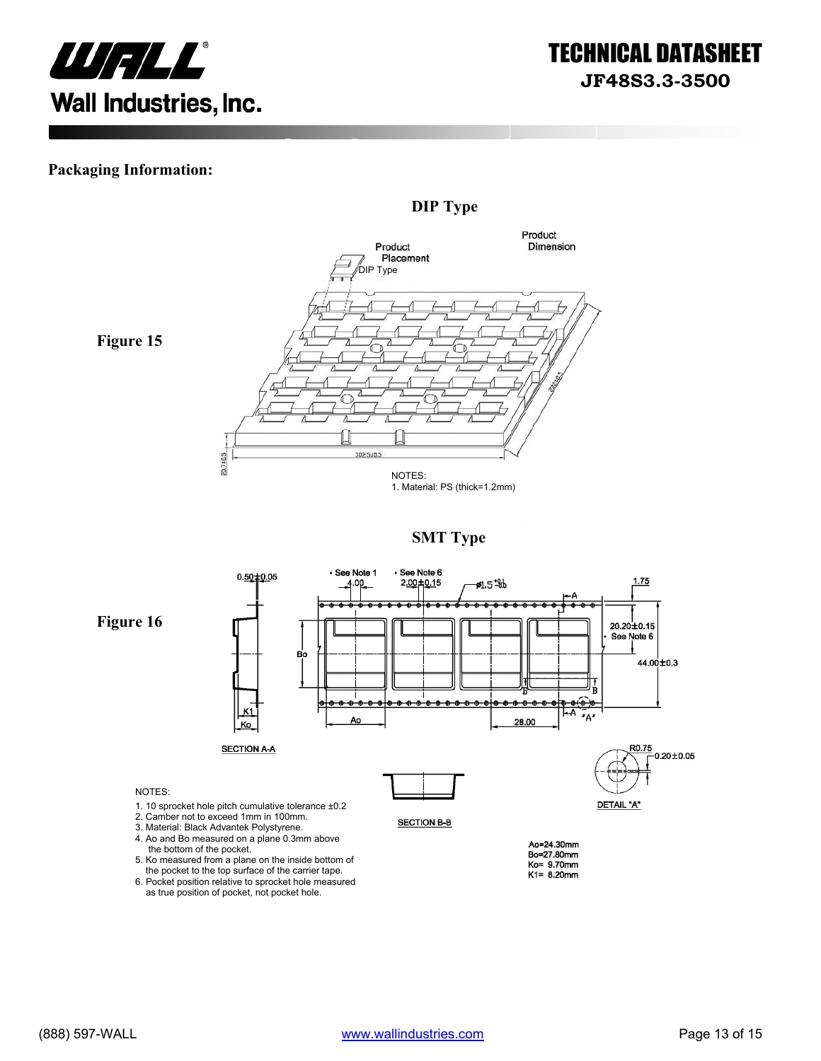## Packaging Information:

### DIP Type

Figure 15

Product Placement

DIP Type

Product Dimension

NOTES:
1. Material: PS (thick=1.2mm)

### SMT Type

Figure 16

NOTES:

1. 10 sprocket hole pitch cumulative tolerance ±0.2
2. Camber not to exceed 1mm in 100mm.
3. Material: Black Advantek Polystyrene.
4. Ao and Bo measured on a plane 0.3mm above the bottom of the pocket.
5. Ko measured from a plane on the inside bottom of the pocket to the top surface of the carrier tape.
6. Pocket position relative to sprocket hole measured as true position of pocket, not pocket hole.

Ao=24.30mm
Bo=27.80mm
Ko= 9.70mm
K1= 8.20mm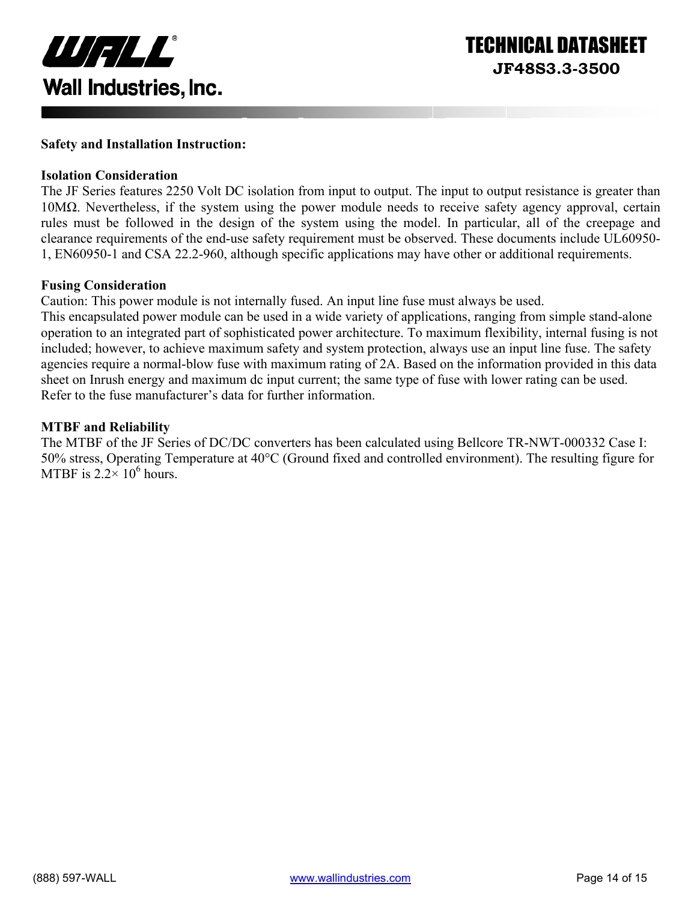**Safety and Installation Instruction:**

**Isolation Consideration**

The JF Series features 2250 Volt DC isolation from input to output. The input to output resistance is greater than 10MΩ. Nevertheless, if the system using the power module needs to receive safety agency approval, certain rules must be followed in the design of the system using the model. In particular, all of the creepage and clearance requirements of the end-use safety requirement must be observed. These documents include UL60950-1, EN60950-1 and CSA 22.2-960, although specific applications may have other or additional requirements.

**Fusing Consideration**

Caution: This power module is not internally fused. An input line fuse must always be used.

This encapsulated power module can be used in a wide variety of applications, ranging from simple stand-alone operation to an integrated part of sophisticated power architecture. To maximum flexibility, internal fusing is not included; however, to achieve maximum safety and system protection, always use an input line fuse. The safety agencies require a normal-blow fuse with maximum rating of 2A. Based on the information provided in this data sheet on Inrush energy and maximum dc input current; the same type of fuse with lower rating can be used. Refer to the fuse manufacturer's data for further information.

**MTBF and Reliability**

The MTBF of the JF Series of DC/DC converters has been calculated using Bellcore TR-NWT-000332 Case I: 50% stress, Operating Temperature at 40°C (Ground fixed and controlled environment). The resulting figure for MTBF is $2.2\times 10^6$ hours.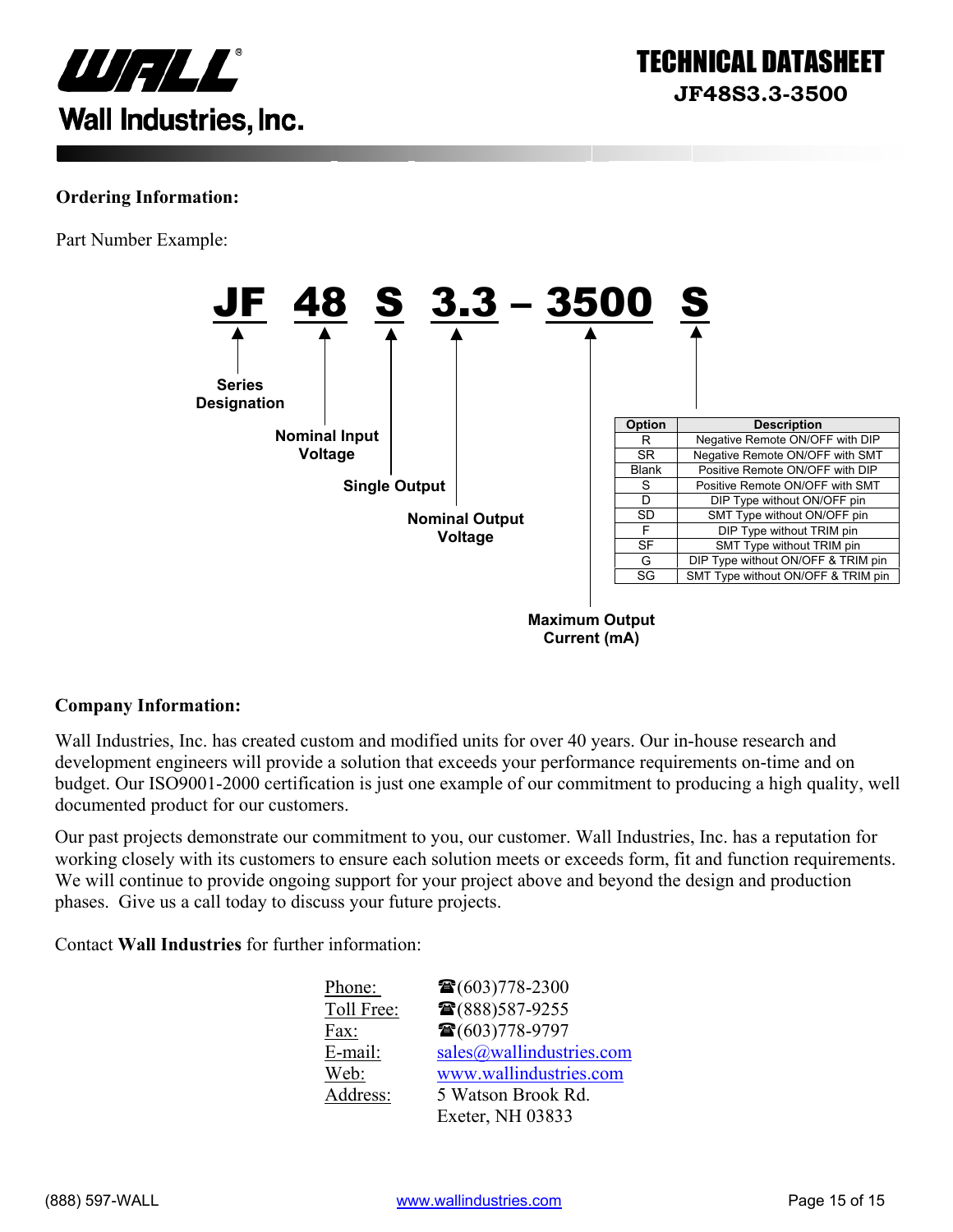**Ordering Information:**

Part Number Example:

**JF 48 S 3.3 – 3500 S**

- **JF**: Series Designation
- **48**: Nominal Input Voltage
- **S**: Single Output
- **3.3**: Nominal Output Voltage
- **3500**: Maximum Output Current (mA)
- **S**: Option (see table)

| Option | Description |
|---|---|
| R | Negative Remote ON/OFF with DIP |
| SR | Negative Remote ON/OFF with SMT |
| Blank | Positive Remote ON/OFF with DIP |
| S | Positive Remote ON/OFF with SMT |
| D | DIP Type without ON/OFF pin |
| SD | SMT Type without ON/OFF pin |
| F | DIP Type without TRIM pin |
| SF | SMT Type without TRIM pin |
| G | DIP Type without ON/OFF & TRIM pin |
| SG | SMT Type without ON/OFF & TRIM pin |

**Company Information:**

Wall Industries, Inc. has created custom and modified units for over 40 years. Our in-house research and development engineers will provide a solution that exceeds your performance requirements on-time and on budget. Our ISO9001-2000 certification is just one example of our commitment to producing a high quality, well documented product for our customers.

Our past projects demonstrate our commitment to you, our customer. Wall Industries, Inc. has a reputation for working closely with its customers to ensure each solution meets or exceeds form, fit and function requirements. We will continue to provide ongoing support for your project above and beyond the design and production phases. Give us a call today to discuss your future projects.

Contact **Wall Industries** for further information:

| | |
|---|---|
| Phone: | ☎(603)778-2300 |
| Toll Free: | ☎(888)587-9255 |
| Fax: | ☎(603)778-9797 |
| E-mail: | sales@wallindustries.com |
| Web: | www.wallindustries.com |
| Address: | 5 Watson Brook Rd.<br>Exeter, NH 03833 |